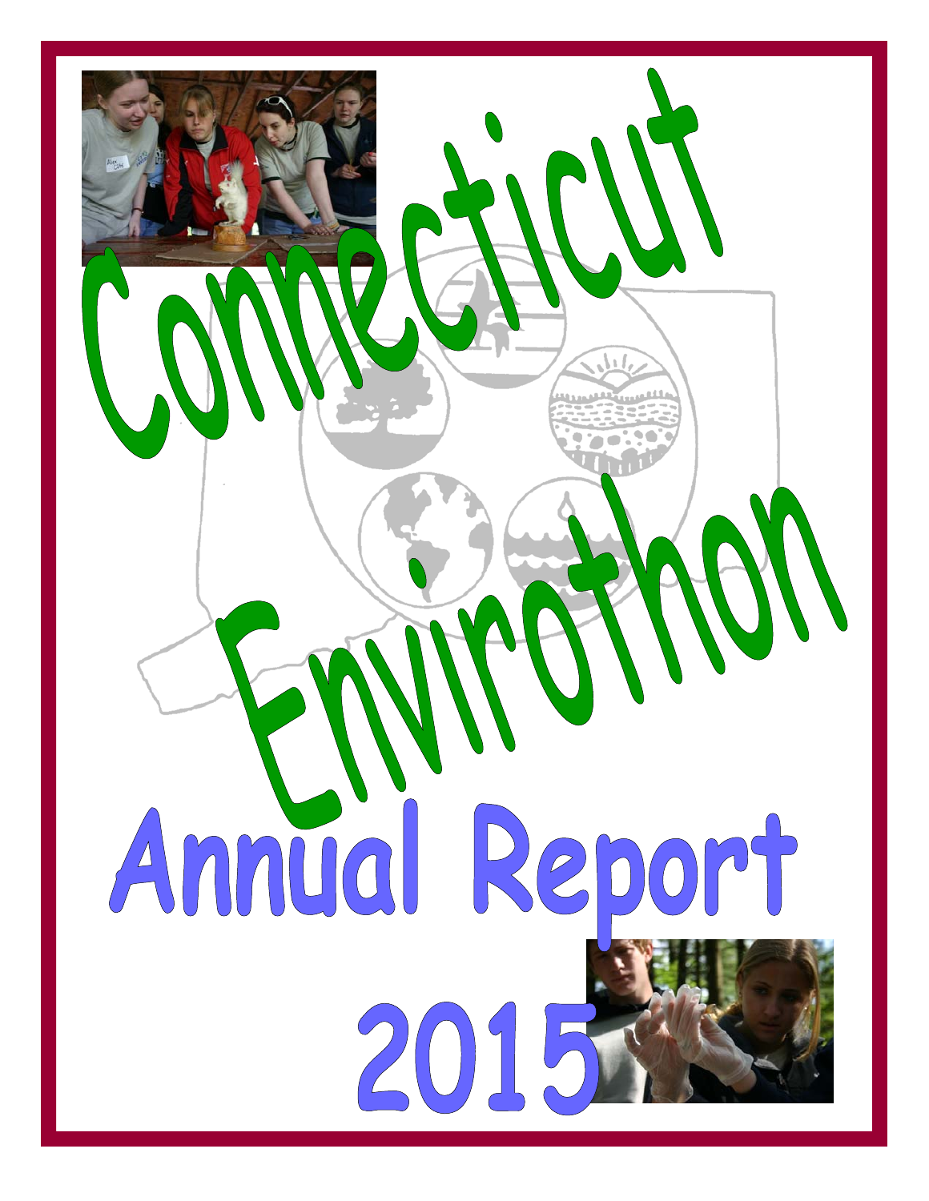# Connecticut Envirothon

# Annual Report 2015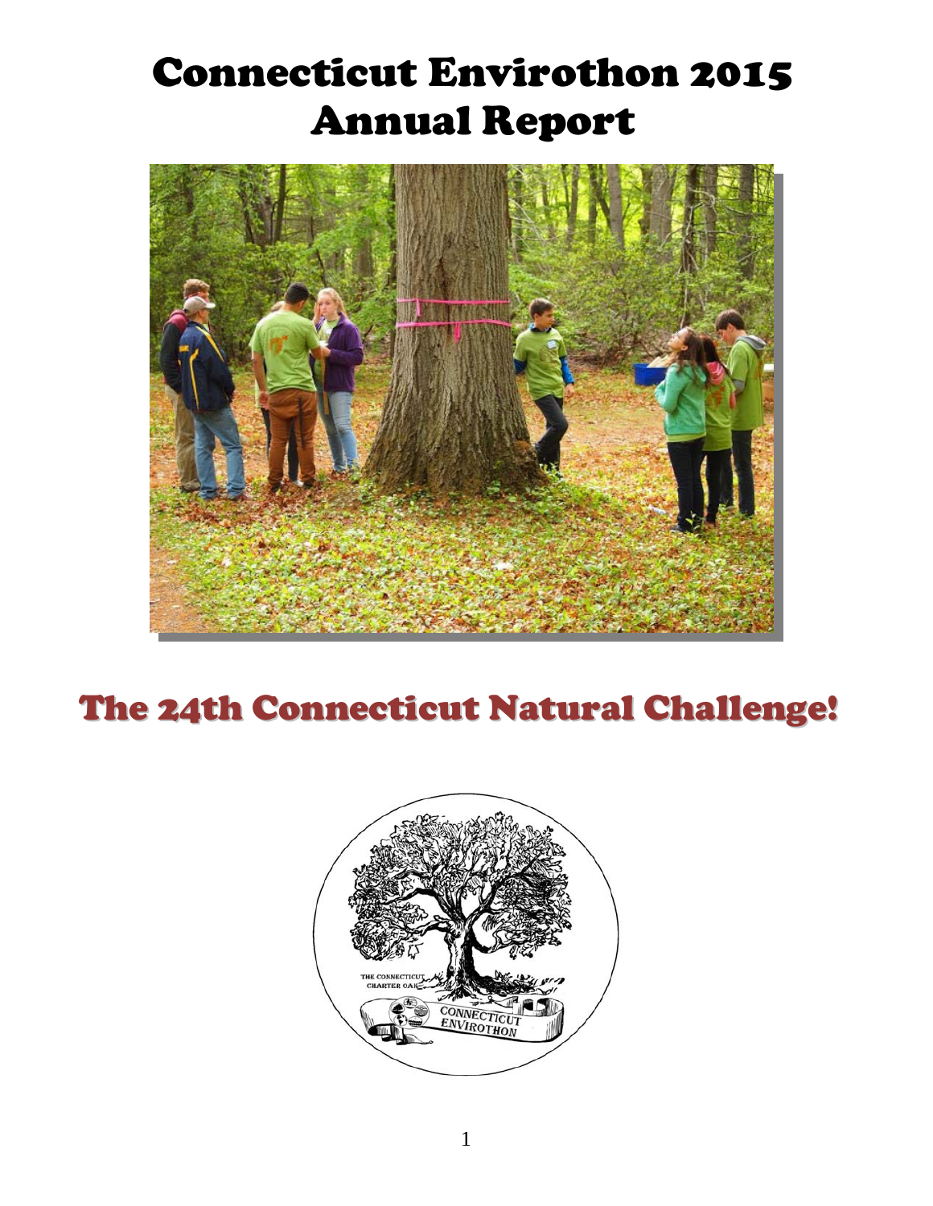# Connecticut Envirothon 2015 Annual Report

## The 24th Connecticut Natural Challenge!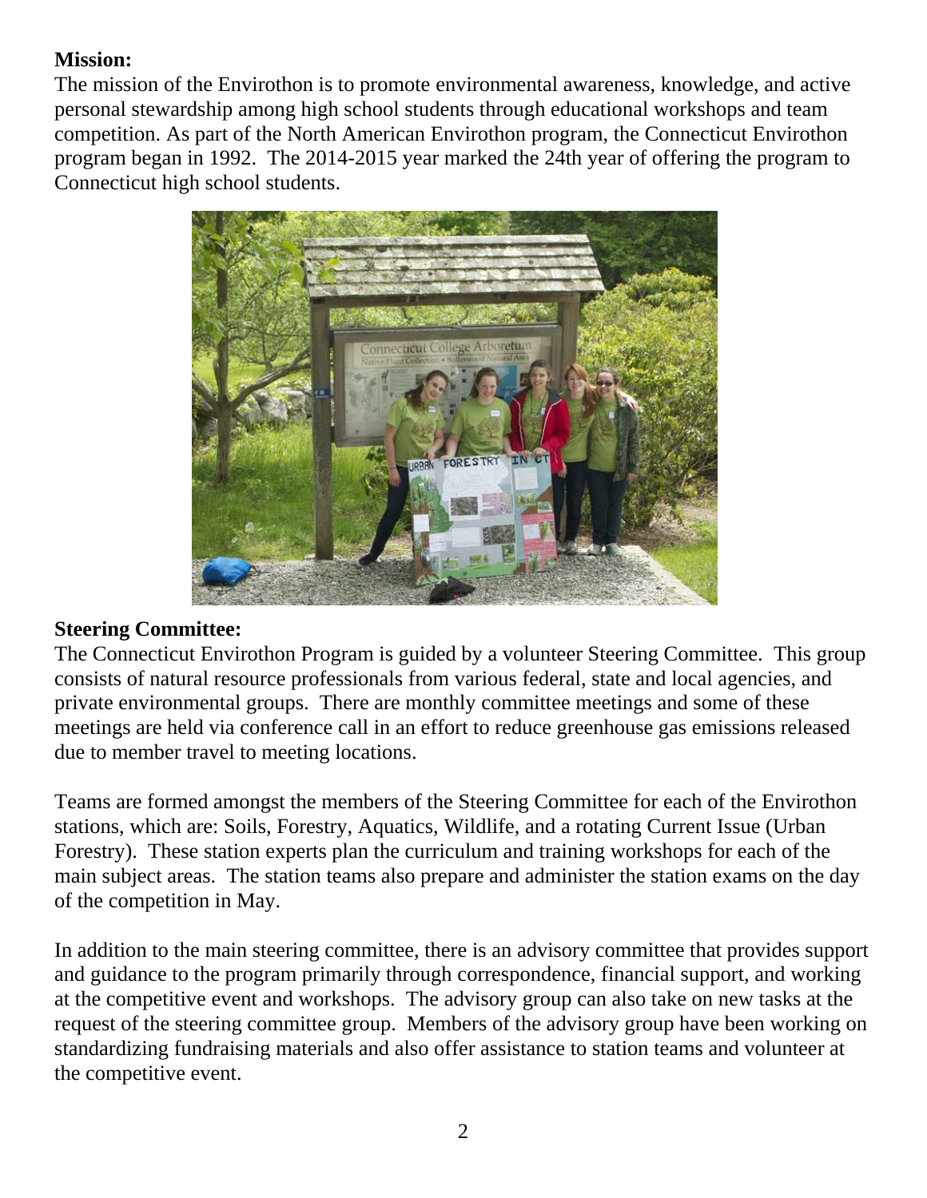**Mission:**

The mission of the Envirothon is to promote environmental awareness, knowledge, and active personal stewardship among high school students through educational workshops and team competition. As part of the North American Envirothon program, the Connecticut Envirothon program began in 1992. The 2014-2015 year marked the 24th year of offering the program to Connecticut high school students.

**Steering Committee:**

The Connecticut Envirothon Program is guided by a volunteer Steering Committee. This group consists of natural resource professionals from various federal, state and local agencies, and private environmental groups. There are monthly committee meetings and some of these meetings are held via conference call in an effort to reduce greenhouse gas emissions released due to member travel to meeting locations.

Teams are formed amongst the members of the Steering Committee for each of the Envirothon stations, which are: Soils, Forestry, Aquatics, Wildlife, and a rotating Current Issue (Urban Forestry). These station experts plan the curriculum and training workshops for each of the main subject areas. The station teams also prepare and administer the station exams on the day of the competition in May.

In addition to the main steering committee, there is an advisory committee that provides support and guidance to the program primarily through correspondence, financial support, and working at the competitive event and workshops. The advisory group can also take on new tasks at the request of the steering committee group. Members of the advisory group have been working on standardizing fundraising materials and also offer assistance to station teams and volunteer at the competitive event.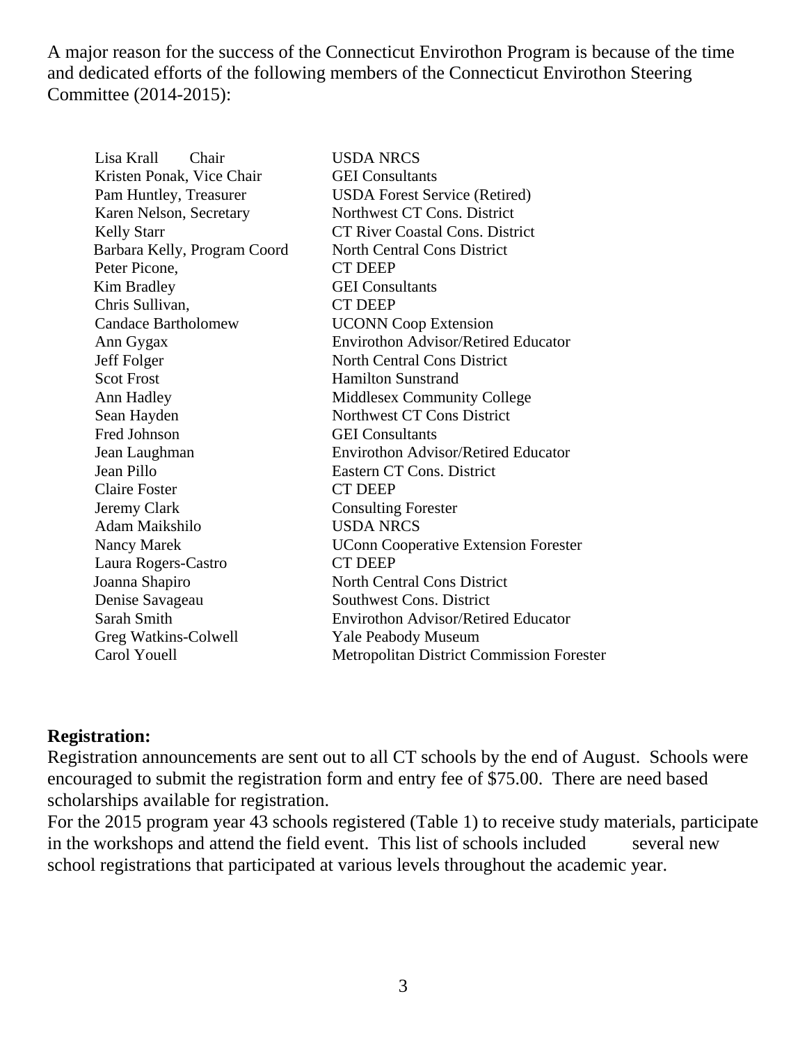A major reason for the success of the Connecticut Envirothon Program is because of the time and dedicated efforts of the following members of the Connecticut Envirothon Steering Committee (2014-2015):

| | |
|---|---|
| Lisa Krall Chair | USDA NRCS |
| Kristen Ponak, Vice Chair | GEI Consultants |
| Pam Huntley, Treasurer | USDA Forest Service (Retired) |
| Karen Nelson, Secretary | Northwest CT Cons. District |
| Kelly Starr | CT River Coastal Cons. District |
| Barbara Kelly, Program Coord | North Central Cons District |
| Peter Picone, | CT DEEP |
| Kim Bradley | GEI Consultants |
| Chris Sullivan, | CT DEEP |
| Candace Bartholomew | UCONN Coop Extension |
| Ann Gygax | Envirothon Advisor/Retired Educator |
| Jeff Folger | North Central Cons District |
| Scot Frost | Hamilton Sunstrand |
| Ann Hadley | Middlesex Community College |
| Sean Hayden | Northwest CT Cons District |
| Fred Johnson | GEI Consultants |
| Jean Laughman | Envirothon Advisor/Retired Educator |
| Jean Pillo | Eastern CT Cons. District |
| Claire Foster | CT DEEP |
| Jeremy Clark | Consulting Forester |
| Adam Maikshilo | USDA NRCS |
| Nancy Marek | UConn Cooperative Extension Forester |
| Laura Rogers-Castro | CT DEEP |
| Joanna Shapiro | North Central Cons District |
| Denise Savageau | Southwest Cons. District |
| Sarah Smith | Envirothon Advisor/Retired Educator |
| Greg Watkins-Colwell | Yale Peabody Museum |
| Carol Youell | Metropolitan District Commission Forester |

**Registration:**

Registration announcements are sent out to all CT schools by the end of August. Schools were encouraged to submit the registration form and entry fee of $75.00. There are need based scholarships available for registration.

For the 2015 program year 43 schools registered (Table 1) to receive study materials, participate in the workshops and attend the field event. This list of schools included several new school registrations that participated at various levels throughout the academic year.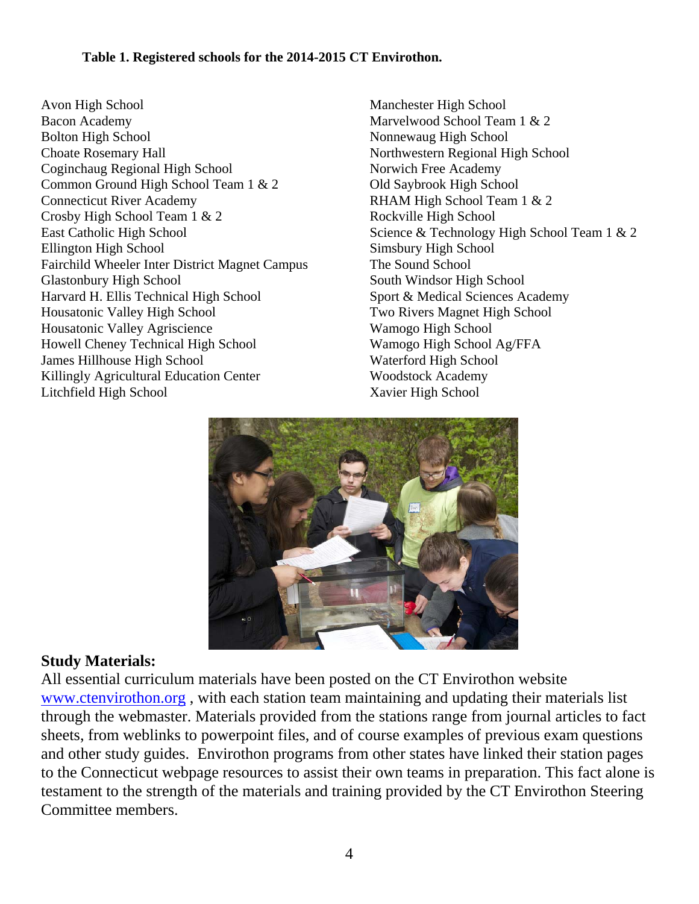**Table 1. Registered schools for the 2014-2015 CT Envirothon.**

Avon High School
Bacon Academy
Bolton High School
Choate Rosemary Hall
Coginchaug Regional High School
Common Ground High School Team 1 & 2
Connecticut River Academy
Crosby High School Team 1 & 2
East Catholic High School
Ellington High School
Fairchild Wheeler Inter District Magnet Campus
Glastonbury High School
Harvard H. Ellis Technical High School
Housatonic Valley High School
Housatonic Valley Agriscience
Howell Cheney Technical High School
James Hillhouse High School
Killingly Agricultural Education Center
Litchfield High School
Manchester High School
Marvelwood School Team 1 & 2
Nonnewaug High School
Northwestern Regional High School
Norwich Free Academy
Old Saybrook High School
RHAM High School Team 1 & 2
Rockville High School
Science & Technology High School Team 1 & 2
Simsbury High School
The Sound School
South Windsor High School
Sport & Medical Sciences Academy
Two Rivers Magnet High School
Wamogo High School
Wamogo High School Ag/FFA
Waterford High School
Woodstock Academy
Xavier High School

## Study Materials:

All essential curriculum materials have been posted on the CT Envirothon website www.ctenvirothon.org , with each station team maintaining and updating their materials list through the webmaster. Materials provided from the stations range from journal articles to fact sheets, from weblinks to powerpoint files, and of course examples of previous exam questions and other study guides. Envirothon programs from other states have linked their station pages to the Connecticut webpage resources to assist their own teams in preparation. This fact alone is testament to the strength of the materials and training provided by the CT Envirothon Steering Committee members.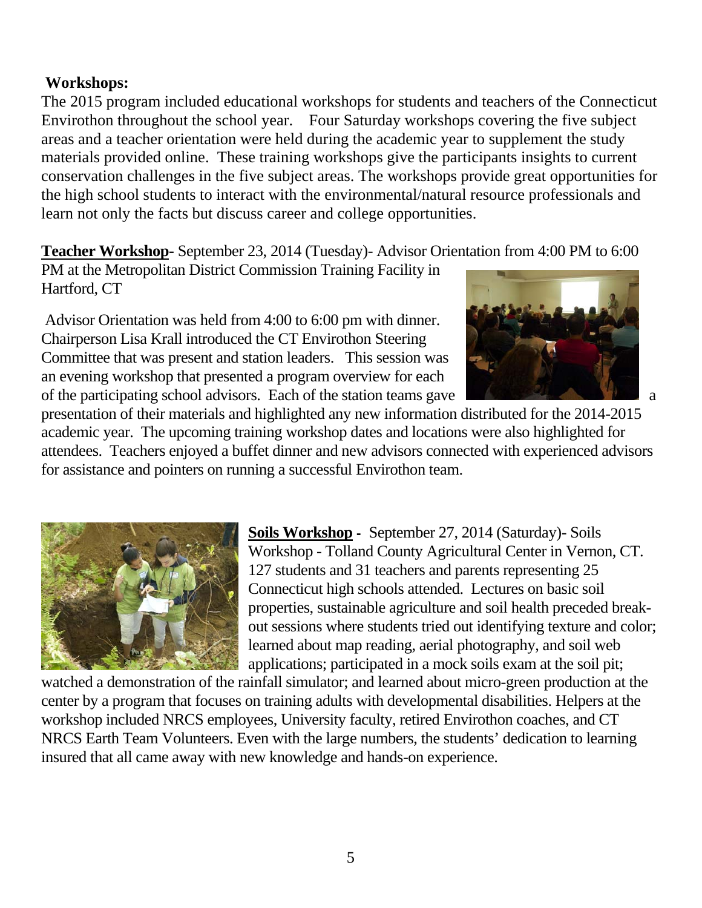**Workshops:**

The 2015 program included educational workshops for students and teachers of the Connecticut Envirothon throughout the school year. Four Saturday workshops covering the five subject areas and a teacher orientation were held during the academic year to supplement the study materials provided online. These training workshops give the participants insights to current conservation challenges in the five subject areas. The workshops provide great opportunities for the high school students to interact with the environmental/natural resource professionals and learn not only the facts but discuss career and college opportunities.

**Teacher Workshop**- September 23, 2014 (Tuesday)- Advisor Orientation from 4:00 PM to 6:00 PM at the Metropolitan District Commission Training Facility in Hartford, CT

Advisor Orientation was held from 4:00 to 6:00 pm with dinner. Chairperson Lisa Krall introduced the CT Envirothon Steering Committee that was present and station leaders. This session was an evening workshop that presented a program overview for each of the participating school advisors. Each of the station teams gave a presentation of their materials and highlighted any new information distributed for the 2014-2015 academic year. The upcoming training workshop dates and locations were also highlighted for attendees. Teachers enjoyed a buffet dinner and new advisors connected with experienced advisors for assistance and pointers on running a successful Envirothon team.

**Soils Workshop** - September 27, 2014 (Saturday)- Soils Workshop - Tolland County Agricultural Center in Vernon, CT. 127 students and 31 teachers and parents representing 25 Connecticut high schools attended. Lectures on basic soil properties, sustainable agriculture and soil health preceded break-out sessions where students tried out identifying texture and color; learned about map reading, aerial photography, and soil web applications; participated in a mock soils exam at the soil pit; watched a demonstration of the rainfall simulator; and learned about micro-green production at the center by a program that focuses on training adults with developmental disabilities. Helpers at the workshop included NRCS employees, University faculty, retired Envirothon coaches, and CT NRCS Earth Team Volunteers. Even with the large numbers, the students' dedication to learning insured that all came away with new knowledge and hands-on experience.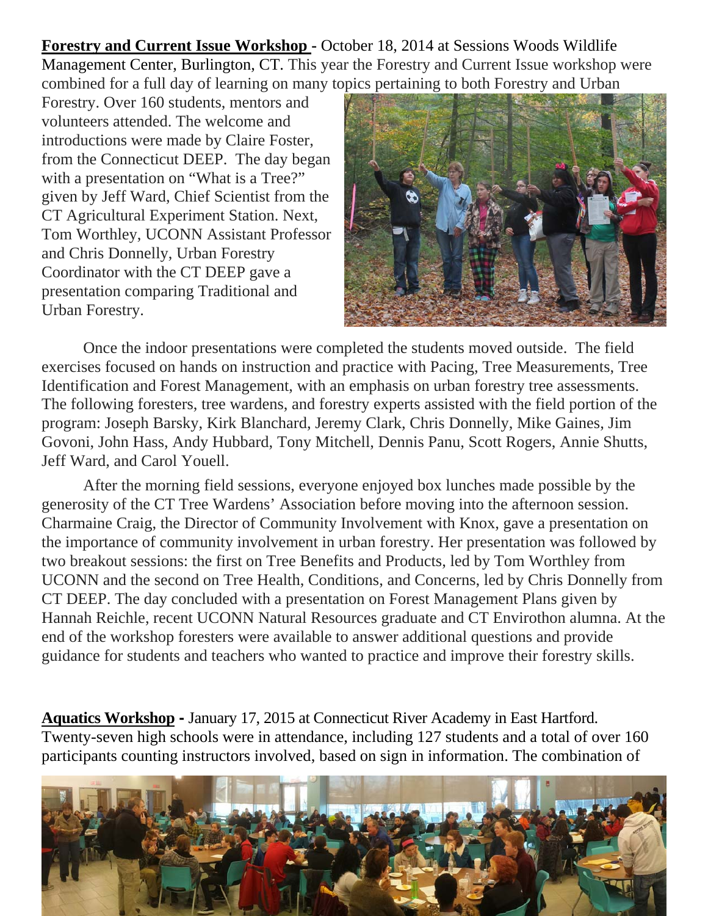**Forestry and Current Issue Workshop** - October 18, 2014 at Sessions Woods Wildlife Management Center, Burlington, CT. This year the Forestry and Current Issue workshop were combined for a full day of learning on many topics pertaining to both Forestry and Urban Forestry. Over 160 students, mentors and volunteers attended. The welcome and introductions were made by Claire Foster, from the Connecticut DEEP. The day began with a presentation on "What is a Tree?" given by Jeff Ward, Chief Scientist from the CT Agricultural Experiment Station. Next, Tom Worthley, UCONN Assistant Professor and Chris Donnelly, Urban Forestry Coordinator with the CT DEEP gave a presentation comparing Traditional and Urban Forestry.

Once the indoor presentations were completed the students moved outside. The field exercises focused on hands on instruction and practice with Pacing, Tree Measurements, Tree Identification and Forest Management, with an emphasis on urban forestry tree assessments. The following foresters, tree wardens, and forestry experts assisted with the field portion of the program: Joseph Barsky, Kirk Blanchard, Jeremy Clark, Chris Donnelly, Mike Gaines, Jim Govoni, John Hass, Andy Hubbard, Tony Mitchell, Dennis Panu, Scott Rogers, Annie Shutts, Jeff Ward, and Carol Youell.

After the morning field sessions, everyone enjoyed box lunches made possible by the generosity of the CT Tree Wardens' Association before moving into the afternoon session. Charmaine Craig, the Director of Community Involvement with Knox, gave a presentation on the importance of community involvement in urban forestry. Her presentation was followed by two breakout sessions: the first on Tree Benefits and Products, led by Tom Worthley from UCONN and the second on Tree Health, Conditions, and Concerns, led by Chris Donnelly from CT DEEP. The day concluded with a presentation on Forest Management Plans given by Hannah Reichle, recent UCONN Natural Resources graduate and CT Envirothon alumna. At the end of the workshop foresters were available to answer additional questions and provide guidance for students and teachers who wanted to practice and improve their forestry skills.

**Aquatics Workshop** - January 17, 2015 at Connecticut River Academy in East Hartford. Twenty-seven high schools were in attendance, including 127 students and a total of over 160 participants counting instructors involved, based on sign in information. The combination of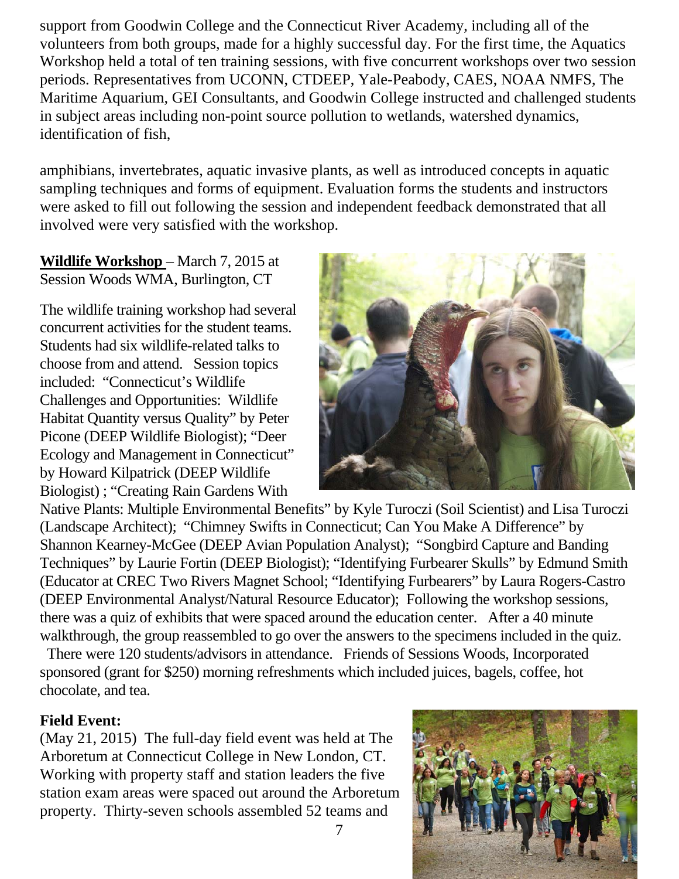support from Goodwin College and the Connecticut River Academy, including all of the volunteers from both groups, made for a highly successful day. For the first time, the Aquatics Workshop held a total of ten training sessions, with five concurrent workshops over two session periods. Representatives from UCONN, CTDEEP, Yale-Peabody, CAES, NOAA NMFS, The Maritime Aquarium, GEI Consultants, and Goodwin College instructed and challenged students in subject areas including non-point source pollution to wetlands, watershed dynamics, identification of fish,

amphibians, invertebrates, aquatic invasive plants, as well as introduced concepts in aquatic sampling techniques and forms of equipment. Evaluation forms the students and instructors were asked to fill out following the session and independent feedback demonstrated that all involved were very satisfied with the workshop.

**Wildlife Workshop** – March 7, 2015 at Session Woods WMA, Burlington, CT

The wildlife training workshop had several concurrent activities for the student teams. Students had six wildlife-related talks to choose from and attend. Session topics included: "Connecticut's Wildlife Challenges and Opportunities: Wildlife Habitat Quantity versus Quality" by Peter Picone (DEEP Wildlife Biologist); "Deer Ecology and Management in Connecticut" by Howard Kilpatrick (DEEP Wildlife Biologist) ; "Creating Rain Gardens With Native Plants: Multiple Environmental Benefits" by Kyle Turoczi (Soil Scientist) and Lisa Turoczi (Landscape Architect); "Chimney Swifts in Connecticut; Can You Make A Difference" by Shannon Kearney-McGee (DEEP Avian Population Analyst); "Songbird Capture and Banding Techniques" by Laurie Fortin (DEEP Biologist); "Identifying Furbearer Skulls" by Edmund Smith (Educator at CREC Two Rivers Magnet School; "Identifying Furbearers" by Laura Rogers-Castro (DEEP Environmental Analyst/Natural Resource Educator); Following the workshop sessions, there was a quiz of exhibits that were spaced around the education center. After a 40 minute walkthrough, the group reassembled to go over the answers to the specimens included in the quiz. There were 120 students/advisors in attendance. Friends of Sessions Woods, Incorporated sponsored (grant for $250) morning refreshments which included juices, bagels, coffee, hot chocolate, and tea.

**Field Event:**

(May 21, 2015) The full-day field event was held at The Arboretum at Connecticut College in New London, CT. Working with property staff and station leaders the five station exam areas were spaced out around the Arboretum property. Thirty-seven schools assembled 52 teams and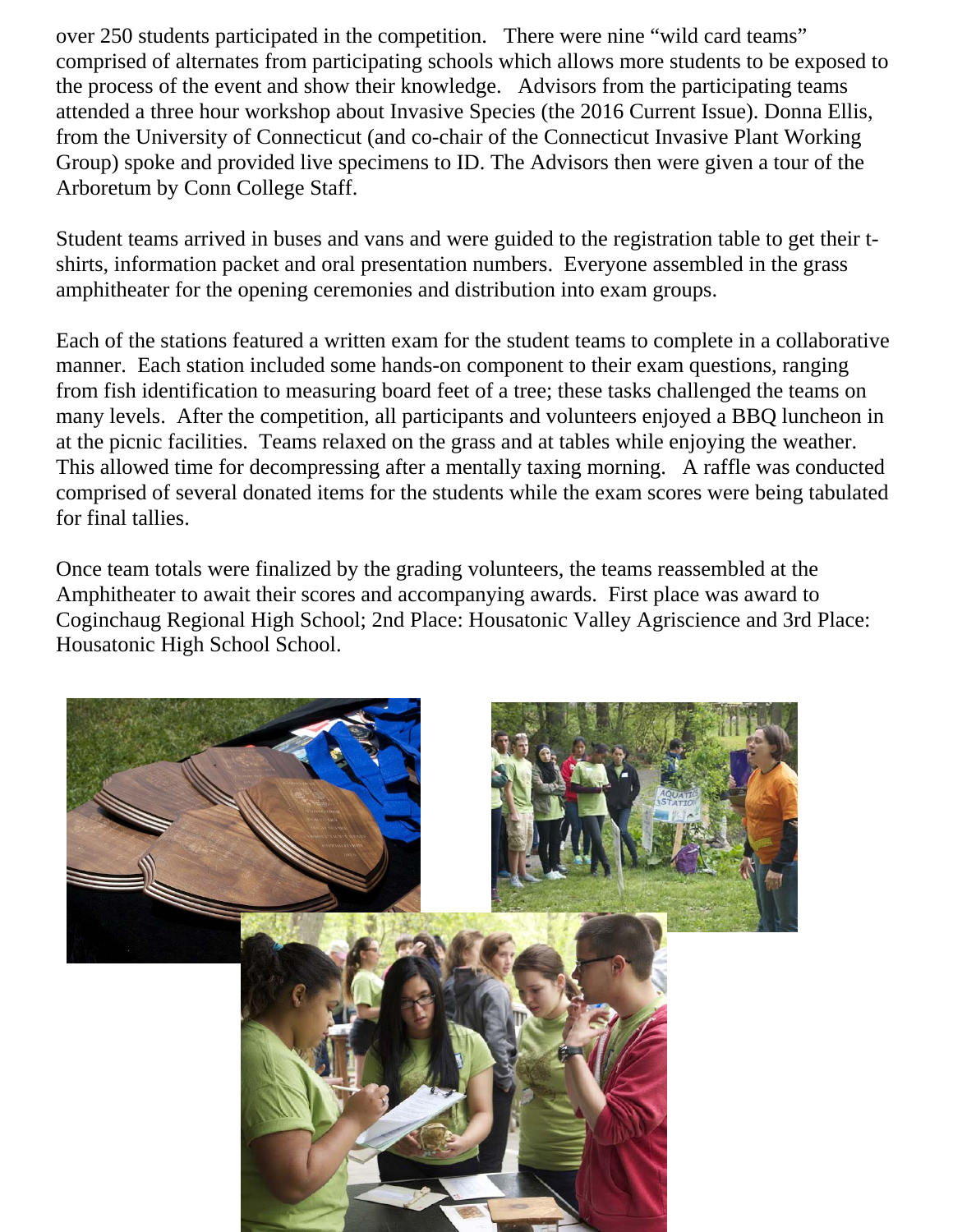over 250 students participated in the competition. There were nine "wild card teams" comprised of alternates from participating schools which allows more students to be exposed to the process of the event and show their knowledge. Advisors from the participating teams attended a three hour workshop about Invasive Species (the 2016 Current Issue). Donna Ellis, from the University of Connecticut (and co-chair of the Connecticut Invasive Plant Working Group) spoke and provided live specimens to ID. The Advisors then were given a tour of the Arboretum by Conn College Staff.

Student teams arrived in buses and vans and were guided to the registration table to get their t-shirts, information packet and oral presentation numbers. Everyone assembled in the grass amphitheater for the opening ceremonies and distribution into exam groups.

Each of the stations featured a written exam for the student teams to complete in a collaborative manner. Each station included some hands-on component to their exam questions, ranging from fish identification to measuring board feet of a tree; these tasks challenged the teams on many levels. After the competition, all participants and volunteers enjoyed a BBQ luncheon in at the picnic facilities. Teams relaxed on the grass and at tables while enjoying the weather. This allowed time for decompressing after a mentally taxing morning. A raffle was conducted comprised of several donated items for the students while the exam scores were being tabulated for final tallies.

Once team totals were finalized by the grading volunteers, the teams reassembled at the Amphitheater to await their scores and accompanying awards. First place was award to Coginchaug Regional High School; 2nd Place: Housatonic Valley Agriscience and 3rd Place: Housatonic High School School.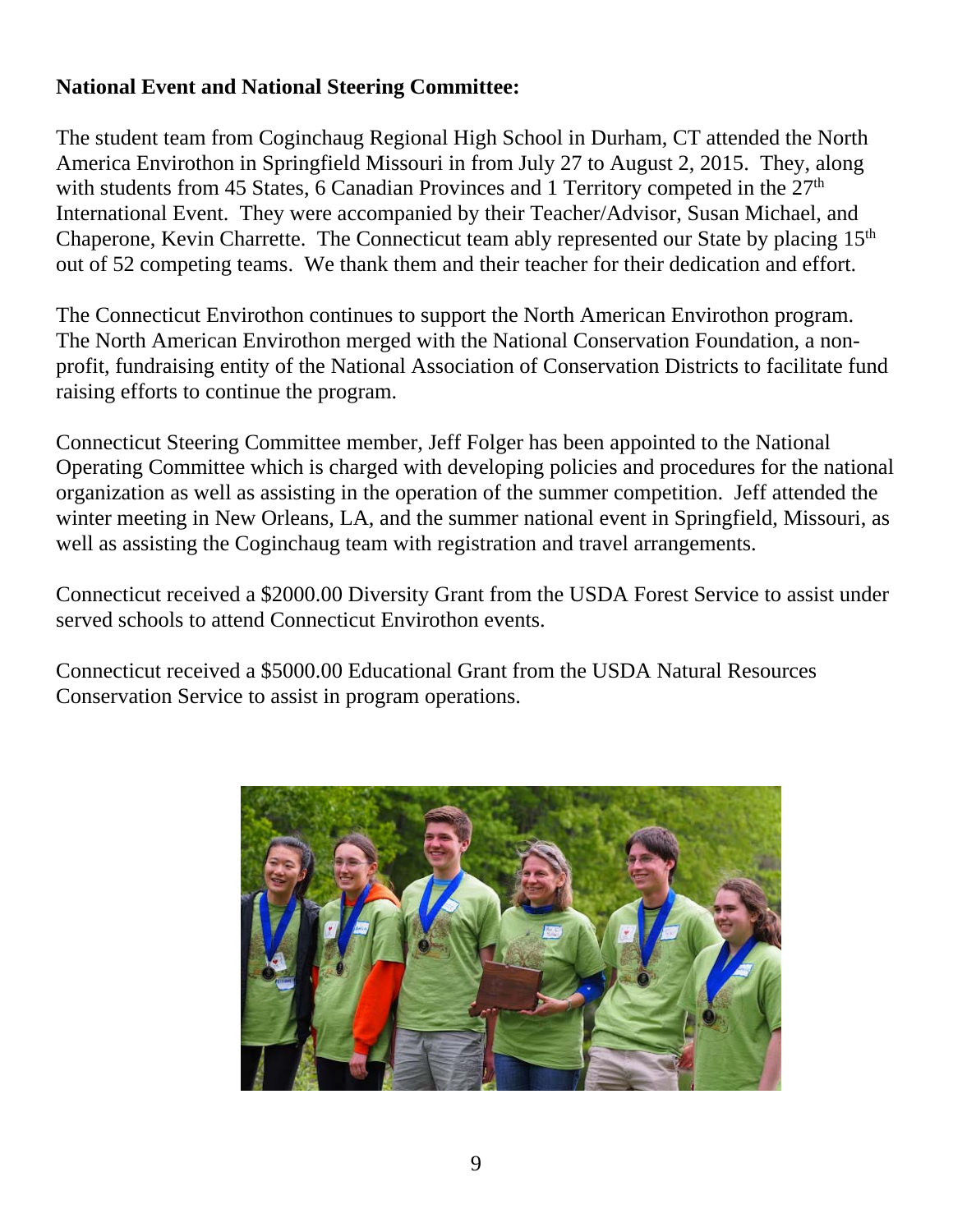**National Event and National Steering Committee:**

The student team from Coginchaug Regional High School in Durham, CT attended the North America Envirothon in Springfield Missouri in from July 27 to August 2, 2015. They, along with students from 45 States, 6 Canadian Provinces and 1 Territory competed in the 27th International Event. They were accompanied by their Teacher/Advisor, Susan Michael, and Chaperone, Kevin Charrette. The Connecticut team ably represented our State by placing 15th out of 52 competing teams. We thank them and their teacher for their dedication and effort.

The Connecticut Envirothon continues to support the North American Envirothon program. The North American Envirothon merged with the National Conservation Foundation, a non-profit, fundraising entity of the National Association of Conservation Districts to facilitate fund raising efforts to continue the program.

Connecticut Steering Committee member, Jeff Folger has been appointed to the National Operating Committee which is charged with developing policies and procedures for the national organization as well as assisting in the operation of the summer competition. Jeff attended the winter meeting in New Orleans, LA, and the summer national event in Springfield, Missouri, as well as assisting the Coginchaug team with registration and travel arrangements.

Connecticut received a $2000.00 Diversity Grant from the USDA Forest Service to assist under served schools to attend Connecticut Envirothon events.

Connecticut received a $5000.00 Educational Grant from the USDA Natural Resources Conservation Service to assist in program operations.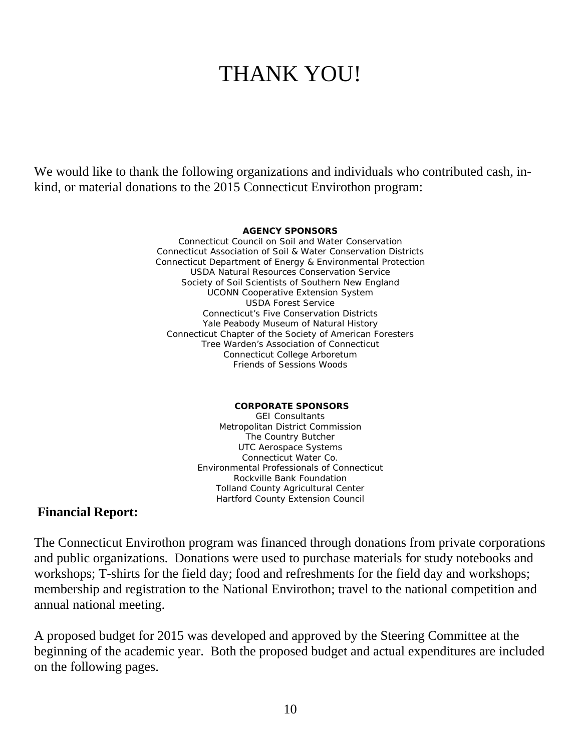# THANK YOU!

We would like to thank the following organizations and individuals who contributed cash, in-kind, or material donations to the 2015 Connecticut Envirothon program:

**AGENCY SPONSORS**

Connecticut Council on Soil and Water Conservation
Connecticut Association of Soil & Water Conservation Districts
Connecticut Department of Energy & Environmental Protection
USDA Natural Resources Conservation Service
Society of Soil Scientists of Southern New England
UCONN Cooperative Extension System
USDA Forest Service
Connecticut's Five Conservation Districts
Yale Peabody Museum of Natural History
Connecticut Chapter of the Society of American Foresters
Tree Warden's Association of Connecticut
Connecticut College Arboretum
Friends of Sessions Woods

**CORPORATE SPONSORS**

GEI Consultants
Metropolitan District Commission
The Country Butcher
UTC Aerospace Systems
Connecticut Water Co.
Environmental Professionals of Connecticut
Rockville Bank Foundation
Tolland County Agricultural Center
Hartford County Extension Council

**Financial Report:**

The Connecticut Envirothon program was financed through donations from private corporations and public organizations. Donations were used to purchase materials for study notebooks and workshops; T-shirts for the field day; food and refreshments for the field day and workshops; membership and registration to the National Envirothon; travel to the national competition and annual national meeting.

A proposed budget for 2015 was developed and approved by the Steering Committee at the beginning of the academic year. Both the proposed budget and actual expenditures are included on the following pages.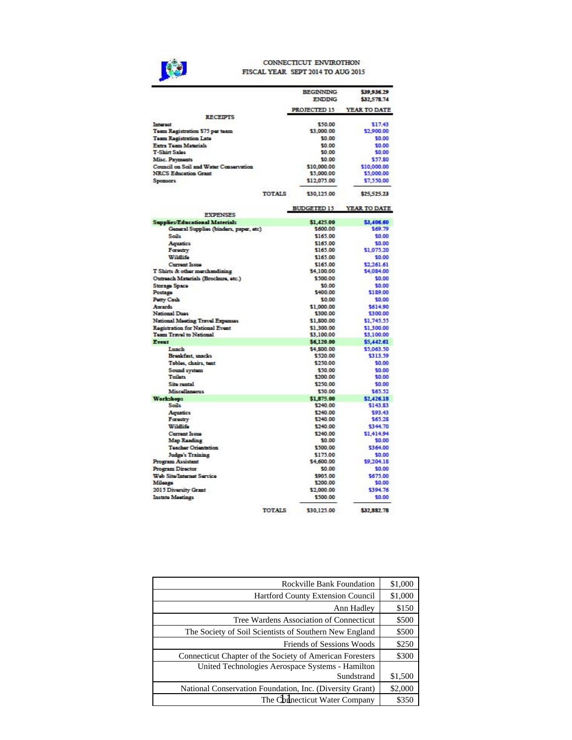CONNECTICUT ENVIROTHON
FISCAL YEAR SEPT 2014 TO AUG 2015

| | | |
|---|---|---|
| | BEGINNING | $39,936.29 |
| | ENDING | $32,578.74 |

| RECEIPTS | PROJECTED 15 | YEAR TO DATE |
|---|---|---|
| Interest | $50.00 | $17.43 |
| Team Registration $75 per team | $3,000.00 | $2,900.00 |
| Team Registration Late | $0.00 | $0.00 |
| Extra Team Materials | $0.00 | $0.00 |
| T-Shirt Sales | $0.00 | $0.00 |
| Misc. Payments | $0.00 | $57.80 |
| Council on Soil and Water Conservation | $10,000.00 | $10,000.00 |
| NRCS Education Grant | $5,000.00 | $5,000.00 |
| Sponsors | $12,075.00 | $7,550.00 |
| TOTALS | $30,125.00 | $25,525.23 |

| EXPENSES | BUDGETED 15 | YEAR TO DATE |
|---|---|---|
| **Supplies/Educational Materials** | **$1,425.00** | **$3,406.60** |
| General Supplies (binders, paper, etc) | $600.00 | $69.79 |
| Soils | $165.00 | $0.00 |
| Aquatics | $165.00 | $0.00 |
| Forestry | $165.00 | $1,075.20 |
| Wildlife | $165.00 | $0.00 |
| Current Issue | $165.00 | $2,261.61 |
| T Shirts & other merchandizing | $4,100.00 | $4,084.00 |
| Outreach Materials (Brochure, etc.) | $500.00 | $0.00 |
| Storage Space | $0.00 | $0.00 |
| Postage | $400.00 | $189.00 |
| Petty Cash | $0.00 | $0.00 |
| Awards | $1,000.00 | $614.90 |
| National Dues | $300.00 | $300.00 |
| National Meeting Travel Expenses | $1,800.00 | $1,745.55 |
| Registration for National Event | $1,300.00 | $1,300.00 |
| Team Travel to National | $3,100.00 | $3,100.00 |
| **Event** | **$6,120.00** | **$5,442.61** |
| Lunch | $4,800.00 | $5,063.50 |
| Breakfast, snacks | $520.00 | $313.59 |
| Tables, chairs, tent | $250.00 | $0.00 |
| Sound system | $50.00 | $0.00 |
| Toilets | $200.00 | $0.00 |
| Site rental | $250.00 | $0.00 |
| Miscellaneous | $50.00 | $65.52 |
| **Workshops** | **$1,875.00** | **$2,426.18** |
| Soils | $240.00 | $143.83 |
| Aquatics | $240.00 | $93.43 |
| Forestry | $240.00 | $65.28 |
| Wildlife | $240.00 | $344.70 |
| Current Issue | $240.00 | $1,414.94 |
| Map Reading | $0.00 | $0.00 |
| Teacher Orientation | $500.00 | $364.00 |
| Judge's Training | $175.00 | $0.00 |
| Program Assistant | $4,600.00 | $9,204.18 |
| Program Director | $0.00 | $0.00 |
| Web Site/Internet Service | $905.00 | $675.00 |
| Mileage | $200.00 | $0.00 |
| 2015 Diversity Grant | $2,000.00 | $394.76 |
| Instate Meetings | $500.00 | $0.00 |
| TOTALS | $30,125.00 | $32,882.78 |

| | |
|---|---|
| Rockville Bank Foundation | $1,000 |
| Hartford County Extension Council | $1,000 |
| Ann Hadley | $150 |
| Tree Wardens Association of Connecticut | $500 |
| The Society of Soil Scientists of Southern New England | $500 |
| Friends of Sessions Woods | $250 |
| Connecticut Chapter of the Society of American Foresters | $300 |
| United Technologies Aerospace Systems - Hamilton Sundstrand | $1,500 |
| National Conservation Foundation, Inc. (Diversity Grant) | $2,000 |
| The Connecticut Water Company | $350 |